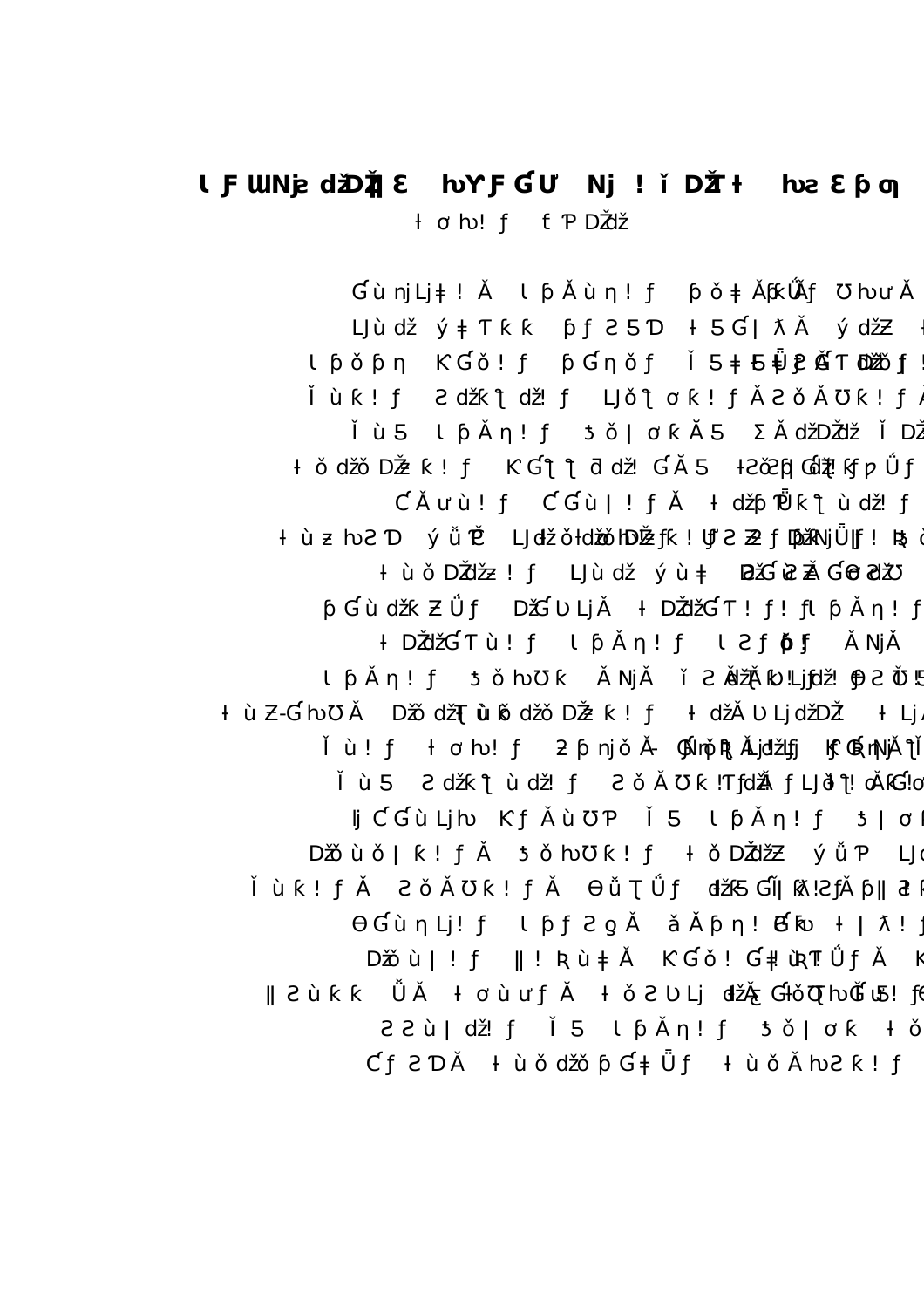| a a da da da da da da sensa sensa da sensa da sensa da sensa da sensa da da da da da sensa da sensa da sensa d<br>$\tilde{O}$ and $\tilde{O}$ and $\tilde{O}$ and $\tilde{O}$ and $\tilde{O}$ and $\tilde{O}$ and $\tilde{O}$ and $\tilde{O}$ and $\tilde{O}$                                                                            |  |
|------------------------------------------------------------------------------------------------------------------------------------------------------------------------------------------------------------------------------------------------------------------------------------------------------------------------------------------|--|
|                                                                                                                                                                                                                                                                                                                                          |  |
|                                                                                                                                                                                                                                                                                                                                          |  |
|                                                                                                                                                                                                                                                                                                                                          |  |
| $\tilde{D}$ , and the contract of $\tilde{D}$ and the contract of $D$ and $D$ and $D$ and $D$ and $D$                                                                                                                                                                                                                                    |  |
| $\mathbf{p}$ is a set of the contract of the contract of the contract $\mathbf{p}$ . The contract of the contract of the contract of the contract of the contract of the contract of the contract of the contract of the contract of                                                                                                     |  |
| $\tilde{O}$ and $\tilde{O}$ and $\tilde{O}$ and $\tilde{O}$ and $\tilde{O}$ and $\tilde{O}$ and $\tilde{O}$                                                                                                                                                                                                                              |  |
| where the contract $\tilde{O}$ and $\tilde{O}$ are $\tilde{O}$ and $\tilde{O}$ and $\tilde{O}$ are $\tilde{O}$ and $\tilde{O}$ and $\tilde{O}$ are $\tilde{O}$ and $\tilde{O}$ and $\tilde{O}$ are $\tilde{O}$ and $\tilde{O}$ and $\tilde{O}$ are $\tilde{O}$ and $\tilde{O}$                                                           |  |
| $\tilde{O}$ and $\tilde{O}$ and $\tilde{O}$ and $\tilde{O}$ and $\tilde{O}$ and $\tilde{O}$ and $\tilde{O}$ and $\tilde{O}$ and $\tilde{O}$ and $\tilde{O}$ and $\tilde{O}$ and $\tilde{O}$ and $\tilde{O}$ and $\tilde{O}$ and $\tilde{O}$ and $\tilde{O}$ and $\tilde{O}$ and                                                          |  |
| . The contract of the contract $\tilde{\mathbf{O}}$ is a contract of the contract of the contract of the contract of the contract of the contract of the contract of the contract of the contract of the contract of the contract of t                                                                                                   |  |
| . The contract of the contract $\sum_{i=1}^n \frac{1}{i} \sum_{j=1}^n \frac{1}{j} \sum_{j=1}^n \frac{1}{j} \sum_{j=1}^n \frac{1}{j} \sum_{j=1}^n \frac{1}{j} \sum_{j=1}^n \frac{1}{j} \sum_{j=1}^n \frac{1}{j} \sum_{j=1}^n \frac{1}{j} \sum_{j=1}^n \frac{1}{j} \sum_{j=1}^n \frac{1}{j} \sum_{j=1}^n \frac{1}{j} \sum_{j=1}^n \frac{1$ |  |
| a a da da da da da da da sensa sensa na sensa da sensa da sensa da sensa da sensa da sensa da sensa da sensa d                                                                                                                                                                                                                           |  |
| where $\mathbf{A}$ is the contract of $\mathbf{A}$ is the contract of $\mathbf{A}$ is the contract of $\mathbf{A}$                                                                                                                                                                                                                       |  |
| . The contract of $\mathbf{C}$ is the contract of $\mathbf{C}$ is the contract of $\mathbf{C}$                                                                                                                                                                                                                                           |  |
| $\tilde{O}$ and $\tilde{O}$ and $\tilde{O}$ and $\tilde{O}$ and $\tilde{O}$ and $\tilde{O}$ and $\tilde{O}$                                                                                                                                                                                                                              |  |
| $\tilde{O}$ and $\tilde{O}$ and $\tilde{O}$ and $\tilde{O}$ and $\tilde{O}$ and $\tilde{O}$ and $\tilde{O}$ and $\tilde{O}$ and $\tilde{O}$ and $\tilde{O}$ and $\tilde{O}$ and $\tilde{O}$ and $\tilde{O}$ and $\tilde{O}$ and $\tilde{O}$ and $\tilde{O}$ and $\tilde{O}$ and                                                          |  |
| $\tilde{O}$ and $\tilde{O}$ and $\tilde{O}$ and $\tilde{O}$ and $\tilde{O}$ and $\tilde{O}$ and $\tilde{O}$ and $\tilde{O}$ and $\tilde{O}$                                                                                                                                                                                              |  |
| . The contract $\tilde{\mathbf{O}}$ is a contract of the contract of the contract of the contract of the contract of the contract of the contract of the contract of the contract of the contract of the contract of the contract of t                                                                                                   |  |
| $\mathcal{L}_\text{c}$ and the state of the state of the state of the state of the state of the state of the state of the state of the state of the state of the state of the state of the state of the state of the state of the stat<br>$\mathcal{L}$ , and a set of the set of the set of $\mathcal{L}$                               |  |
| . $\tilde{O}$ .<br>$\tilde{O}$ and $\tilde{O}$ and $\tilde{O}$ and $\tilde{O}$ and $\tilde{O}$ and $\tilde{O}$ and $\tilde{O}$ and $\tilde{O}$ and $\tilde{O}$ and $\tilde{O}$ and $\tilde{O}$ and $\tilde{O}$ and $\tilde{O}$ and $\tilde{O}$ and $\tilde{O}$ and $\tilde{O}$ and $\tilde{O}$ and                                       |  |
| $\tilde{O}$ and $\tilde{O}$ and $\tilde{O}$ and $\tilde{O}$ and $\tilde{O}$ and $\tilde{O}$ and $\tilde{O}$ and $\tilde{O}$ and $\tilde{O}$ and $\tilde{O}$ and $\tilde{O}$ and $\tilde{O}$ and $\tilde{O}$ and $\tilde{O}$ and $\tilde{O}$ and $\tilde{O}$ and $\tilde{O}$ and                                                          |  |
| the control of the control of the control of the control of the control of the control of<br>Õ                                                                                                                                                                                                                                           |  |
| a construction of the construction of the construction of the construction of the construction of the construction of the construction of the construction of the construction of the construction of the construction of the<br>Õ<br>Õ                                                                                                  |  |